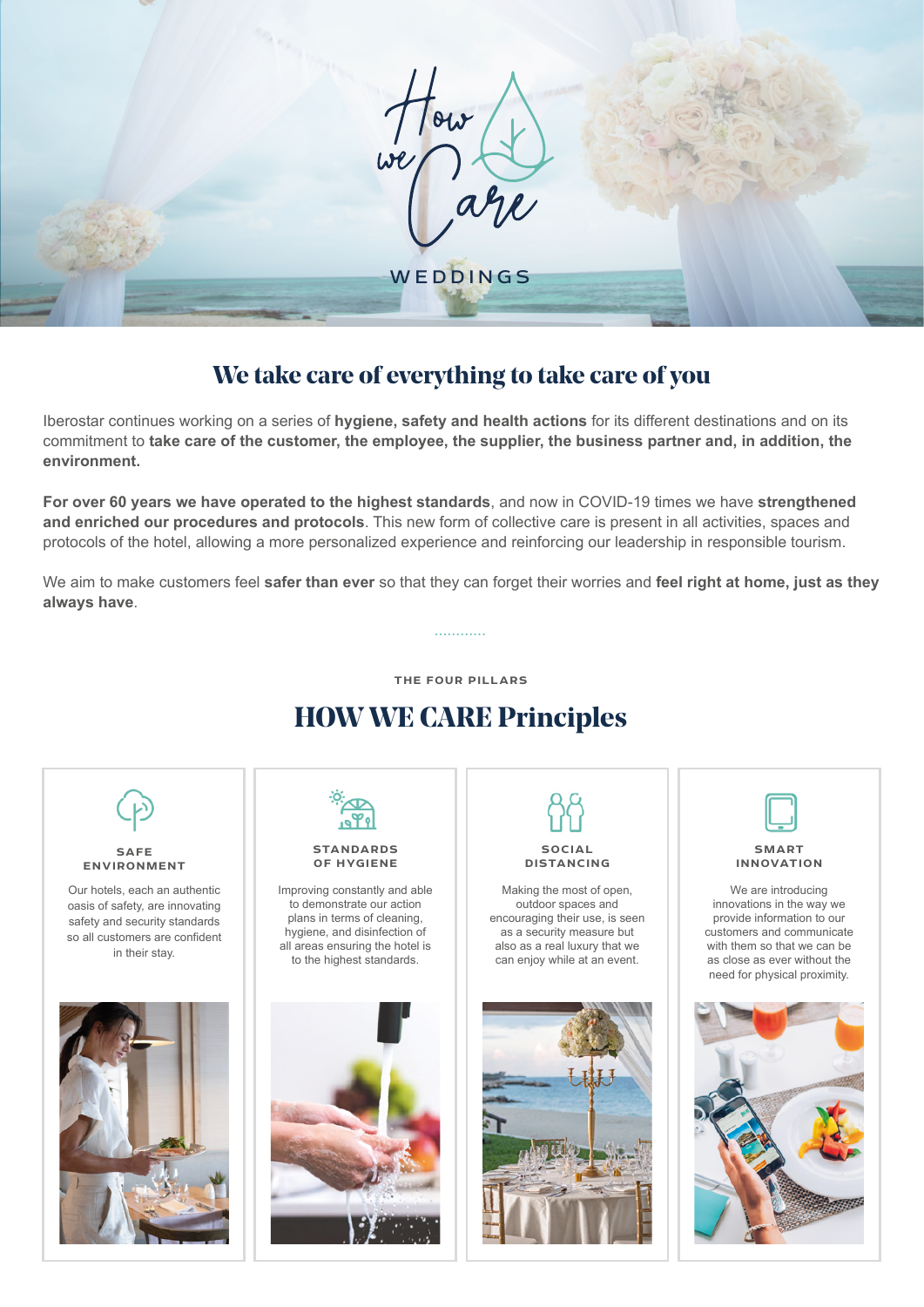# How we Care

WEDDINGS

## We take care of everything to take care of you

Iberostar continues working on a series of **hygiene, safety and health actions** for its different destinations and on its commitment to **take care of the customer, the employee, the supplier, the business partner and, in addition, the environment.**

**For over 60 years we have operated to the highest standards**, and now in COVID-19 times we have **strengthened and enriched our procedures and protocols**. This new form of collective care is present in all activities, spaces and protocols of the hotel, allowing a more personalized experience and reinforcing our leadership in responsible tourism.

We aim to make customers feel **safer than ever** so that they can forget their worries and **feel right at home, just as they always have**.

THE FOUR PILLARS

## HOW WE CARE Principles

### SAFE ENVIRONMENT

Our hotels, each an authentic oasis of safety, are innovating safety and security standards so all customers are confident in their stay.

### STANDARDS OF HYGIENE

Improving constantly and able to demonstrate our action plans in terms of cleaning, hygiene, and disinfection of all areas ensuring the hotel is to the highest standards.

### SOCIAL DISTANCING

Making the most of open, outdoor spaces and encouraging their use, is seen as a security measure but also as a real luxury that we can enjoy while at an event.

### SMART INNOVATION

We are introducing innovations in the way we provide information to our customers and communicate with them so that we can be as close as ever without the need for physical proximity.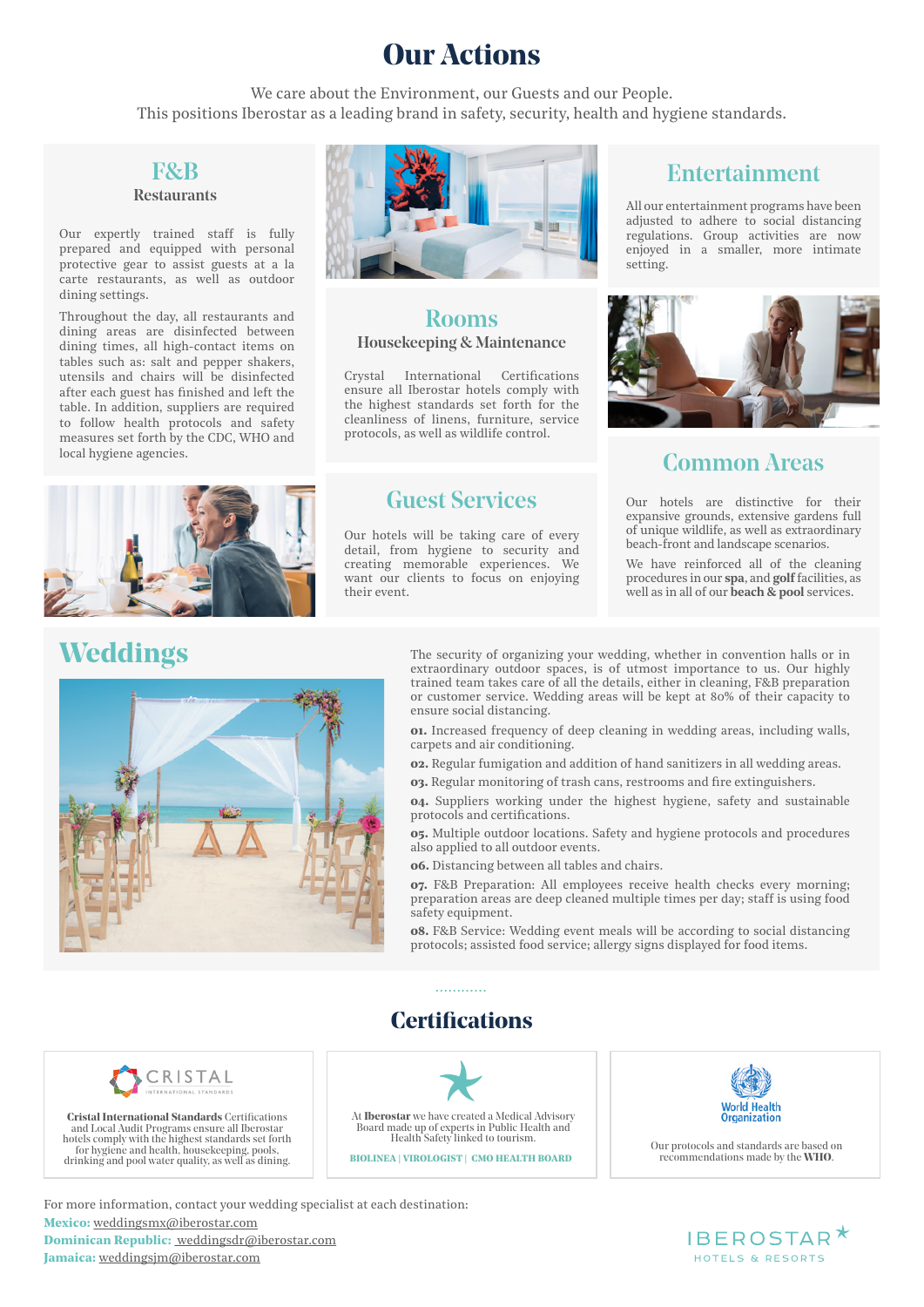# Our Actions

We care about the Environment, our Guests and our People.
This positions Iberostar as a leading brand in safety, security, health and hygiene standards.

## F&B

### Restaurants

Our expertly trained staff is fully prepared and equipped with personal protective gear to assist guests at a la carte restaurants, as well as outdoor dining settings.

Throughout the day, all restaurants and dining areas are disinfected between dining times, all high-contact items on tables such as: salt and pepper shakers, utensils and chairs will be disinfected after each guest has finished and left the table. In addition, suppliers are required to follow health protocols and safety measures set forth by the CDC, WHO and local hygiene agencies.

## Rooms

### Housekeeping & Maintenance

Crystal International Certifications ensure all Iberostar hotels comply with the highest standards set forth for the cleanliness of linens, furniture, service protocols, as well as wildlife control.

## Guest Services

Our hotels will be taking care of every detail, from hygiene to security and creating memorable experiences. We want our clients to focus on enjoying their event.

## Entertainment

All our entertainment programs have been adjusted to adhere to social distancing regulations. Group activities are now enjoyed in a smaller, more intimate setting.

## Common Areas

Our hotels are distinctive for their expansive grounds, extensive gardens full of unique wildlife, as well as extraordinary beach-front and landscape scenarios.

We have reinforced all of the cleaning procedures in our **spa**, and **golf** facilities, as well as in all of our **beach & pool** services.

## Weddings

The security of organizing your wedding, whether in convention halls or in extraordinary outdoor spaces, is of utmost importance to us. Our highly trained team takes care of all the details, either in cleaning, F&B preparation or customer service. Wedding areas will be kept at 80% of their capacity to ensure social distancing.

**01.** Increased frequency of deep cleaning in wedding areas, including walls, carpets and air conditioning.

**02.** Regular fumigation and addition of hand sanitizers in all wedding areas.

**03.** Regular monitoring of trash cans, restrooms and fire extinguishers.

**04.** Suppliers working under the highest hygiene, safety and sustainable protocols and certifications.

**05.** Multiple outdoor locations. Safety and hygiene protocols and procedures also applied to all outdoor events.

**06.** Distancing between all tables and chairs.

**07.** F&B Preparation: All employees receive health checks every morning; preparation areas are deep cleaned multiple times per day; staff is using food safety equipment.

**08.** F&B Service: Wedding event meals will be according to social distancing protocols; assisted food service; allergy signs displayed for food items.

## Certifications

CRISTAL INTERNATIONAL STANDARDS

**Cristal International Standards** Certifications and Local Audit Programs ensure all Iberostar hotels comply with the highest standards set forth for hygiene and health, housekeeping, pools, drinking and pool water quality, as well as dining.

At **Iberostar** we have created a Medical Advisory Board made up of experts in Public Health and Health Safety linked to tourism.

**BIOLINEA | VIROLOGIST | CMO HEALTH BOARD**

World Health Organization

Our protocols and standards are based on recommendations made by the **WHO**.

For more information, contact your wedding specialist at each destination:

**Mexico:** weddingsmx@iberostar.com
**Dominican Republic:** weddingsdr@iberostar.com
**Jamaica:** weddingsjm@iberostar.com

IBEROSTAR HOTELS & RESORTS